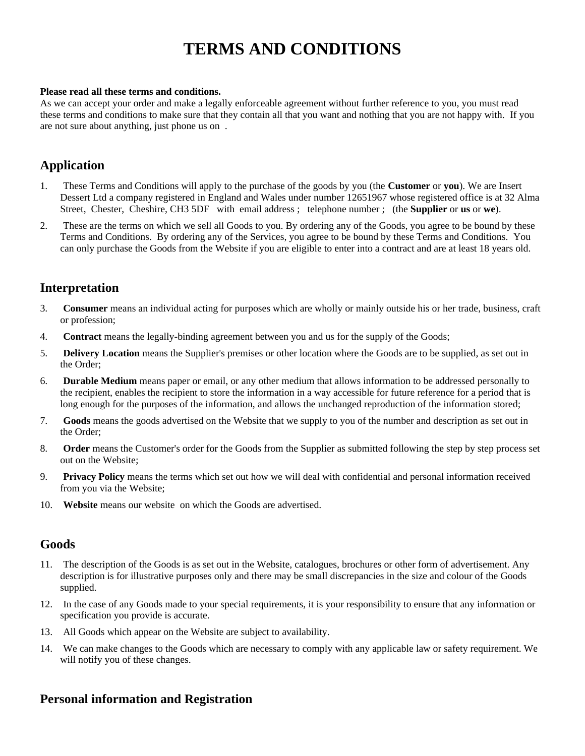# TERMS AND CONDITIONS

**Please read all these terms and conditions.**
As we can accept your order and make a legally enforceable agreement without further reference to you, you must read these terms and conditions to make sure that they contain all that you want and nothing that you are not happy with. If you are not sure about anything, just phone us on .

## Application

1. These Terms and Conditions will apply to the purchase of the goods by you (the **Customer** or **you**). We are Insert Dessert Ltd a company registered in England and Wales under number 12651967 whose registered office is at 32 Alma Street, Chester, Cheshire, CH3 5DF with email address ; telephone number ; (the **Supplier** or **us** or **we**).
2. These are the terms on which we sell all Goods to you. By ordering any of the Goods, you agree to be bound by these Terms and Conditions. By ordering any of the Services, you agree to be bound by these Terms and Conditions. You can only purchase the Goods from the Website if you are eligible to enter into a contract and are at least 18 years old.

## Interpretation

3. **Consumer** means an individual acting for purposes which are wholly or mainly outside his or her trade, business, craft or profession;
4. **Contract** means the legally-binding agreement between you and us for the supply of the Goods;
5. **Delivery Location** means the Supplier's premises or other location where the Goods are to be supplied, as set out in the Order;
6. **Durable Medium** means paper or email, or any other medium that allows information to be addressed personally to the recipient, enables the recipient to store the information in a way accessible for future reference for a period that is long enough for the purposes of the information, and allows the unchanged reproduction of the information stored;
7. **Goods** means the goods advertised on the Website that we supply to you of the number and description as set out in the Order;
8. **Order** means the Customer's order for the Goods from the Supplier as submitted following the step by step process set out on the Website;
9. **Privacy Policy** means the terms which set out how we will deal with confidential and personal information received from you via the Website;
10. **Website** means our website on which the Goods are advertised.

## Goods

11. The description of the Goods is as set out in the Website, catalogues, brochures or other form of advertisement. Any description is for illustrative purposes only and there may be small discrepancies in the size and colour of the Goods supplied.
12. In the case of any Goods made to your special requirements, it is your responsibility to ensure that any information or specification you provide is accurate.
13. All Goods which appear on the Website are subject to availability.
14. We can make changes to the Goods which are necessary to comply with any applicable law or safety requirement. We will notify you of these changes.

## Personal information and Registration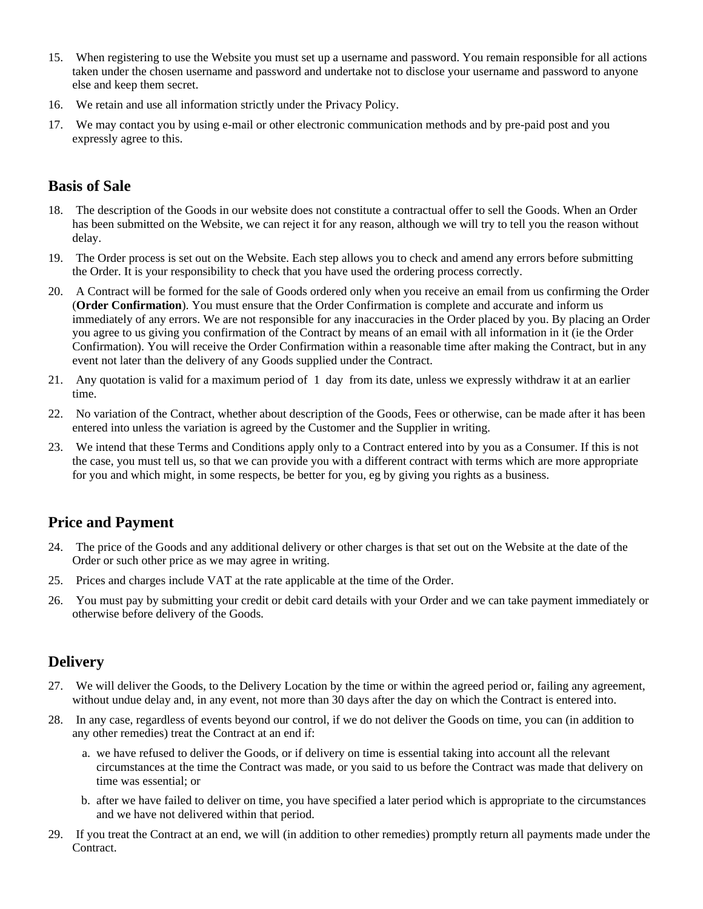15. When registering to use the Website you must set up a username and password. You remain responsible for all actions taken under the chosen username and password and undertake not to disclose your username and password to anyone else and keep them secret.
16. We retain and use all information strictly under the Privacy Policy.
17. We may contact you by using e-mail or other electronic communication methods and by pre-paid post and you expressly agree to this.

## Basis of Sale

18. The description of the Goods in our website does not constitute a contractual offer to sell the Goods. When an Order has been submitted on the Website, we can reject it for any reason, although we will try to tell you the reason without delay.
19. The Order process is set out on the Website. Each step allows you to check and amend any errors before submitting the Order. It is your responsibility to check that you have used the ordering process correctly.
20. A Contract will be formed for the sale of Goods ordered only when you receive an email from us confirming the Order (**Order Confirmation**). You must ensure that the Order Confirmation is complete and accurate and inform us immediately of any errors. We are not responsible for any inaccuracies in the Order placed by you. By placing an Order you agree to us giving you confirmation of the Contract by means of an email with all information in it (ie the Order Confirmation). You will receive the Order Confirmation within a reasonable time after making the Contract, but in any event not later than the delivery of any Goods supplied under the Contract.
21. Any quotation is valid for a maximum period of 1 day from its date, unless we expressly withdraw it at an earlier time.
22. No variation of the Contract, whether about description of the Goods, Fees or otherwise, can be made after it has been entered into unless the variation is agreed by the Customer and the Supplier in writing.
23. We intend that these Terms and Conditions apply only to a Contract entered into by you as a Consumer. If this is not the case, you must tell us, so that we can provide you with a different contract with terms which are more appropriate for you and which might, in some respects, be better for you, eg by giving you rights as a business.

## Price and Payment

24. The price of the Goods and any additional delivery or other charges is that set out on the Website at the date of the Order or such other price as we may agree in writing.
25. Prices and charges include VAT at the rate applicable at the time of the Order.
26. You must pay by submitting your credit or debit card details with your Order and we can take payment immediately or otherwise before delivery of the Goods.

## Delivery

27. We will deliver the Goods, to the Delivery Location by the time or within the agreed period or, failing any agreement, without undue delay and, in any event, not more than 30 days after the day on which the Contract is entered into.
28. In any case, regardless of events beyond our control, if we do not deliver the Goods on time, you can (in addition to any other remedies) treat the Contract at an end if:
    a. we have refused to deliver the Goods, or if delivery on time is essential taking into account all the relevant circumstances at the time the Contract was made, or you said to us before the Contract was made that delivery on time was essential; or
    b. after we have failed to deliver on time, you have specified a later period which is appropriate to the circumstances and we have not delivered within that period.
29. If you treat the Contract at an end, we will (in addition to other remedies) promptly return all payments made under the Contract.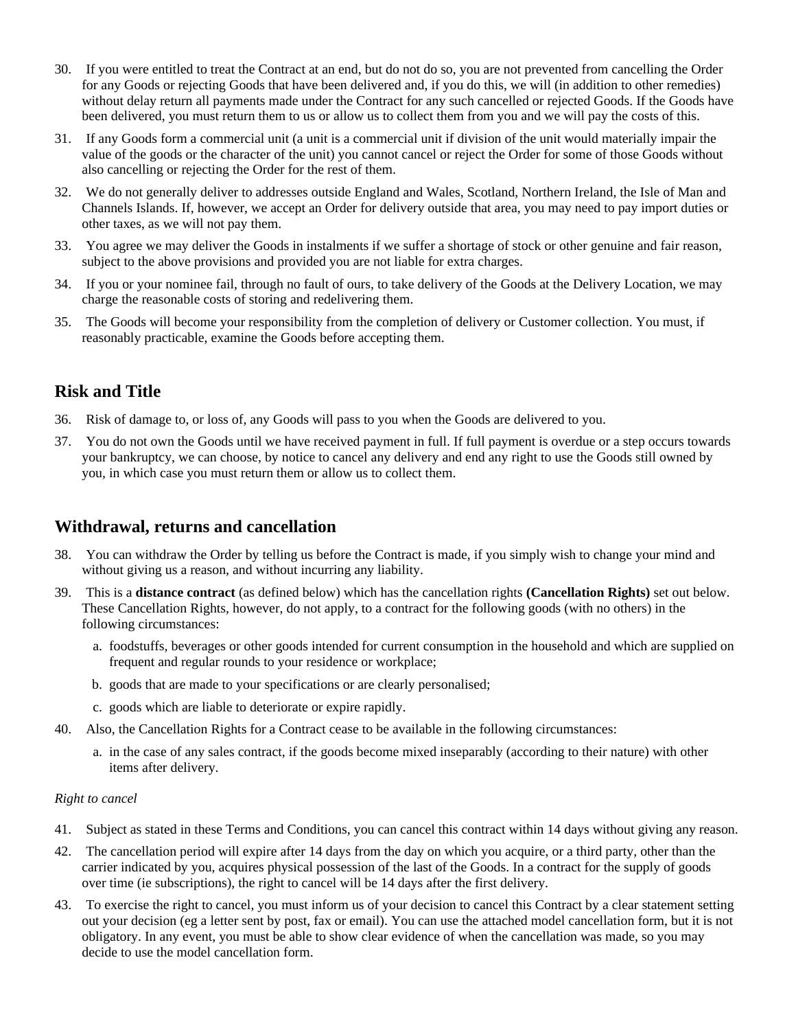30. If you were entitled to treat the Contract at an end, but do not do so, you are not prevented from cancelling the Order for any Goods or rejecting Goods that have been delivered and, if you do this, we will (in addition to other remedies) without delay return all payments made under the Contract for any such cancelled or rejected Goods. If the Goods have been delivered, you must return them to us or allow us to collect them from you and we will pay the costs of this.

31. If any Goods form a commercial unit (a unit is a commercial unit if division of the unit would materially impair the value of the goods or the character of the unit) you cannot cancel or reject the Order for some of those Goods without also cancelling or rejecting the Order for the rest of them.

32. We do not generally deliver to addresses outside England and Wales, Scotland, Northern Ireland, the Isle of Man and Channels Islands. If, however, we accept an Order for delivery outside that area, you may need to pay import duties or other taxes, as we will not pay them.

33. You agree we may deliver the Goods in instalments if we suffer a shortage of stock or other genuine and fair reason, subject to the above provisions and provided you are not liable for extra charges.

34. If you or your nominee fail, through no fault of ours, to take delivery of the Goods at the Delivery Location, we may charge the reasonable costs of storing and redelivering them.

35. The Goods will become your responsibility from the completion of delivery or Customer collection. You must, if reasonably practicable, examine the Goods before accepting them.

## Risk and Title

36. Risk of damage to, or loss of, any Goods will pass to you when the Goods are delivered to you.

37. You do not own the Goods until we have received payment in full. If full payment is overdue or a step occurs towards your bankruptcy, we can choose, by notice to cancel any delivery and end any right to use the Goods still owned by you, in which case you must return them or allow us to collect them.

## Withdrawal, returns and cancellation

38. You can withdraw the Order by telling us before the Contract is made, if you simply wish to change your mind and without giving us a reason, and without incurring any liability.

39. This is a **distance contract** (as defined below) which has the cancellation rights **(Cancellation Rights)** set out below. These Cancellation Rights, however, do not apply, to a contract for the following goods (with no others) in the following circumstances:

    a. foodstuffs, beverages or other goods intended for current consumption in the household and which are supplied on frequent and regular rounds to your residence or workplace;

    b. goods that are made to your specifications or are clearly personalised;

    c. goods which are liable to deteriorate or expire rapidly.

40. Also, the Cancellation Rights for a Contract cease to be available in the following circumstances:

    a. in the case of any sales contract, if the goods become mixed inseparably (according to their nature) with other items after delivery.

*Right to cancel*

41. Subject as stated in these Terms and Conditions, you can cancel this contract within 14 days without giving any reason.

42. The cancellation period will expire after 14 days from the day on which you acquire, or a third party, other than the carrier indicated by you, acquires physical possession of the last of the Goods. In a contract for the supply of goods over time (ie subscriptions), the right to cancel will be 14 days after the first delivery.

43. To exercise the right to cancel, you must inform us of your decision to cancel this Contract by a clear statement setting out your decision (eg a letter sent by post, fax or email). You can use the attached model cancellation form, but it is not obligatory. In any event, you must be able to show clear evidence of when the cancellation was made, so you may decide to use the model cancellation form.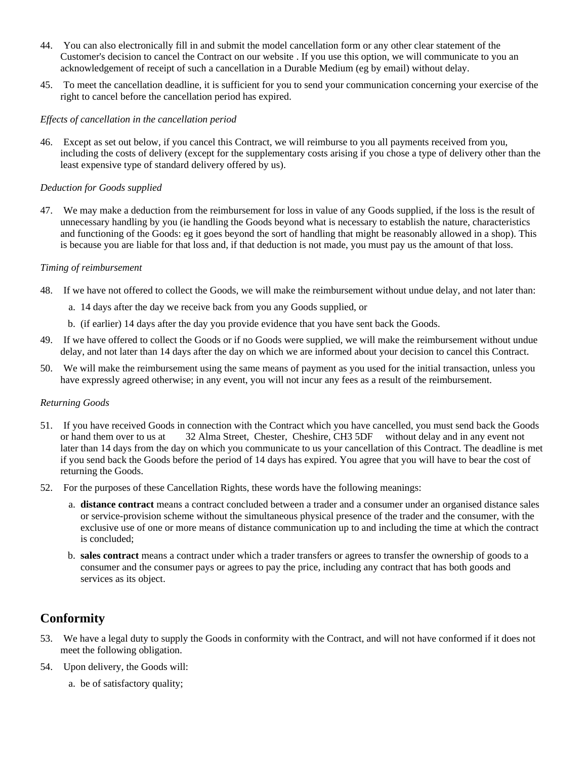44. You can also electronically fill in and submit the model cancellation form or any other clear statement of the Customer's decision to cancel the Contract on our website . If you use this option, we will communicate to you an acknowledgement of receipt of such a cancellation in a Durable Medium (eg by email) without delay.

45. To meet the cancellation deadline, it is sufficient for you to send your communication concerning your exercise of the right to cancel before the cancellation period has expired.

*Effects of cancellation in the cancellation period*

46. Except as set out below, if you cancel this Contract, we will reimburse to you all payments received from you, including the costs of delivery (except for the supplementary costs arising if you chose a type of delivery other than the least expensive type of standard delivery offered by us).

*Deduction for Goods supplied*

47. We may make a deduction from the reimbursement for loss in value of any Goods supplied, if the loss is the result of unnecessary handling by you (ie handling the Goods beyond what is necessary to establish the nature, characteristics and functioning of the Goods: eg it goes beyond the sort of handling that might be reasonably allowed in a shop). This is because you are liable for that loss and, if that deduction is not made, you must pay us the amount of that loss.

*Timing of reimbursement*

48. If we have not offered to collect the Goods, we will make the reimbursement without undue delay, and not later than:
    a. 14 days after the day we receive back from you any Goods supplied, or
    b. (if earlier) 14 days after the day you provide evidence that you have sent back the Goods.

49. If we have offered to collect the Goods or if no Goods were supplied, we will make the reimbursement without undue delay, and not later than 14 days after the day on which we are informed about your decision to cancel this Contract.

50. We will make the reimbursement using the same means of payment as you used for the initial transaction, unless you have expressly agreed otherwise; in any event, you will not incur any fees as a result of the reimbursement.

*Returning Goods*

51. If you have received Goods in connection with the Contract which you have cancelled, you must send back the Goods or hand them over to us at 32 Alma Street, Chester, Cheshire, CH3 5DF without delay and in any event not later than 14 days from the day on which you communicate to us your cancellation of this Contract. The deadline is met if you send back the Goods before the period of 14 days has expired. You agree that you will have to bear the cost of returning the Goods.

52. For the purposes of these Cancellation Rights, these words have the following meanings:
    a. **distance contract** means a contract concluded between a trader and a consumer under an organised distance sales or service-provision scheme without the simultaneous physical presence of the trader and the consumer, with the exclusive use of one or more means of distance communication up to and including the time at which the contract is concluded;
    b. **sales contract** means a contract under which a trader transfers or agrees to transfer the ownership of goods to a consumer and the consumer pays or agrees to pay the price, including any contract that has both goods and services as its object.

## Conformity

53. We have a legal duty to supply the Goods in conformity with the Contract, and will not have conformed if it does not meet the following obligation.

54. Upon delivery, the Goods will:
    a. be of satisfactory quality;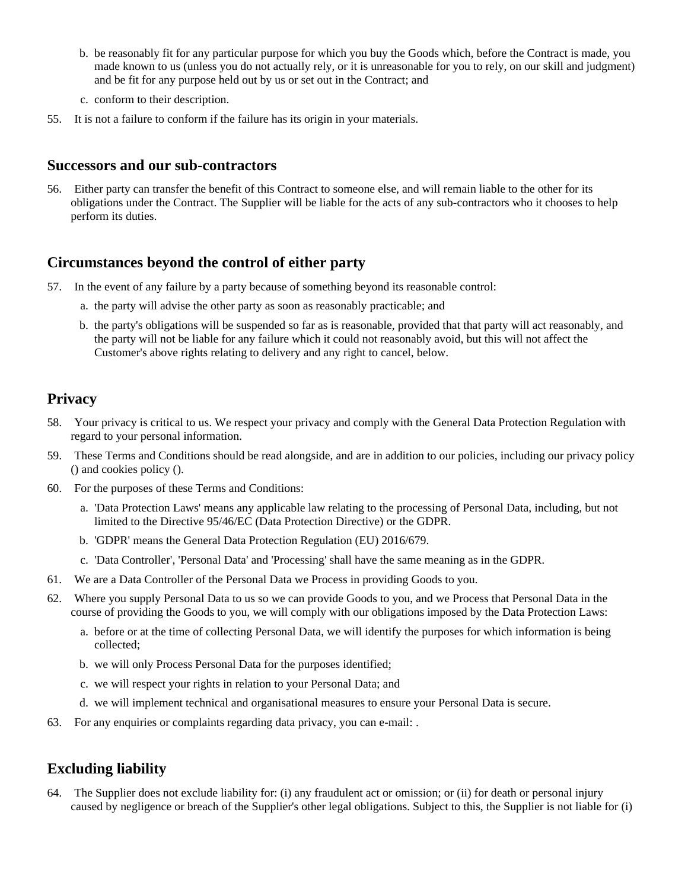b. be reasonably fit for any particular purpose for which you buy the Goods which, before the Contract is made, you made known to us (unless you do not actually rely, or it is unreasonable for you to rely, on our skill and judgment) and be fit for any purpose held out by us or set out in the Contract; and

c. conform to their description.

55. It is not a failure to conform if the failure has its origin in your materials.

## Successors and our sub-contractors

56. Either party can transfer the benefit of this Contract to someone else, and will remain liable to the other for its obligations under the Contract. The Supplier will be liable for the acts of any sub-contractors who it chooses to help perform its duties.

## Circumstances beyond the control of either party

57. In the event of any failure by a party because of something beyond its reasonable control:

   a. the party will advise the other party as soon as reasonably practicable; and

   b. the party's obligations will be suspended so far as is reasonable, provided that that party will act reasonably, and the party will not be liable for any failure which it could not reasonably avoid, but this will not affect the Customer's above rights relating to delivery and any right to cancel, below.

## Privacy

58. Your privacy is critical to us. We respect your privacy and comply with the General Data Protection Regulation with regard to your personal information.

59. These Terms and Conditions should be read alongside, and are in addition to our policies, including our privacy policy () and cookies policy ().

60. For the purposes of these Terms and Conditions:

   a. 'Data Protection Laws' means any applicable law relating to the processing of Personal Data, including, but not limited to the Directive 95/46/EC (Data Protection Directive) or the GDPR.

   b. 'GDPR' means the General Data Protection Regulation (EU) 2016/679.

   c. 'Data Controller', 'Personal Data' and 'Processing' shall have the same meaning as in the GDPR.

61. We are a Data Controller of the Personal Data we Process in providing Goods to you.

62. Where you supply Personal Data to us so we can provide Goods to you, and we Process that Personal Data in the course of providing the Goods to you, we will comply with our obligations imposed by the Data Protection Laws:

   a. before or at the time of collecting Personal Data, we will identify the purposes for which information is being collected;

   b. we will only Process Personal Data for the purposes identified;

   c. we will respect your rights in relation to your Personal Data; and

   d. we will implement technical and organisational measures to ensure your Personal Data is secure.

63. For any enquiries or complaints regarding data privacy, you can e-mail: .

## Excluding liability

64. The Supplier does not exclude liability for: (i) any fraudulent act or omission; or (ii) for death or personal injury caused by negligence or breach of the Supplier's other legal obligations. Subject to this, the Supplier is not liable for (i)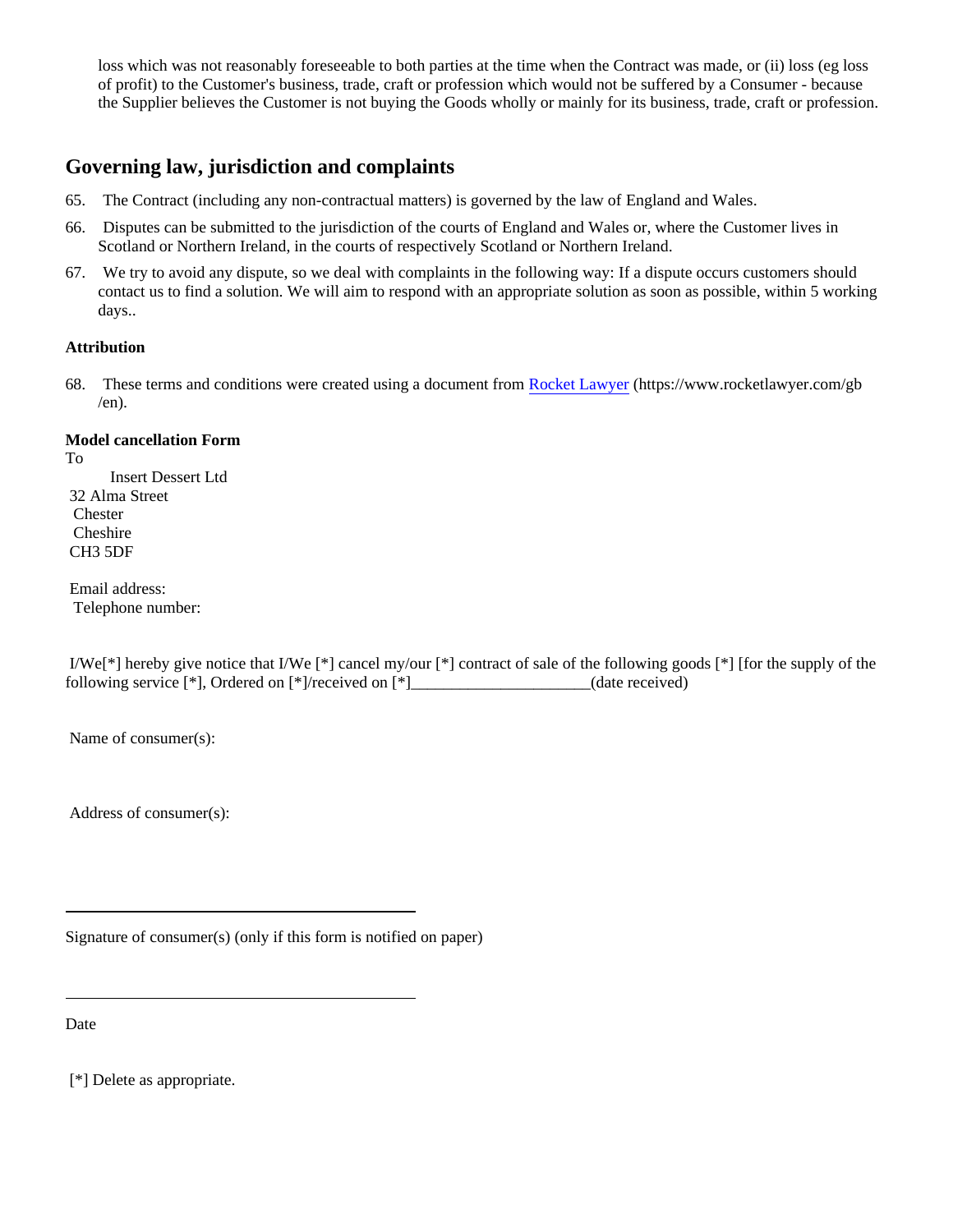loss which was not reasonably foreseeable to both parties at the time when the Contract was made, or (ii) loss (eg loss of profit) to the Customer's business, trade, craft or profession which would not be suffered by a Consumer - because the Supplier believes the Customer is not buying the Goods wholly or mainly for its business, trade, craft or profession.

## Governing law, jurisdiction and complaints

65. The Contract (including any non-contractual matters) is governed by the law of England and Wales.
66. Disputes can be submitted to the jurisdiction of the courts of England and Wales or, where the Customer lives in Scotland or Northern Ireland, in the courts of respectively Scotland or Northern Ireland.
67. We try to avoid any dispute, so we deal with complaints in the following way: If a dispute occurs customers should contact us to find a solution. We will aim to respond with an appropriate solution as soon as possible, within 5 working days..

**Attribution**

68. These terms and conditions were created using a document from [Rocket Lawyer](https://www.rocketlawyer.com/gb/en) (https://www.rocketlawyer.com/gb/en).

**Model cancellation Form**

To

Insert Dessert Ltd
32 Alma Street
Chester
Cheshire
CH3 5DF

Email address:
Telephone number:

I/We[*] hereby give notice that I/We [*] cancel my/our [*] contract of sale of the following goods [*] [for the supply of the following service [*], Ordered on [*]/received on [*]______________________(date received)

Name of consumer(s):

Address of consumer(s):

______________________________________

Signature of consumer(s) (only if this form is notified on paper)

______________________________________

Date

[*] Delete as appropriate.